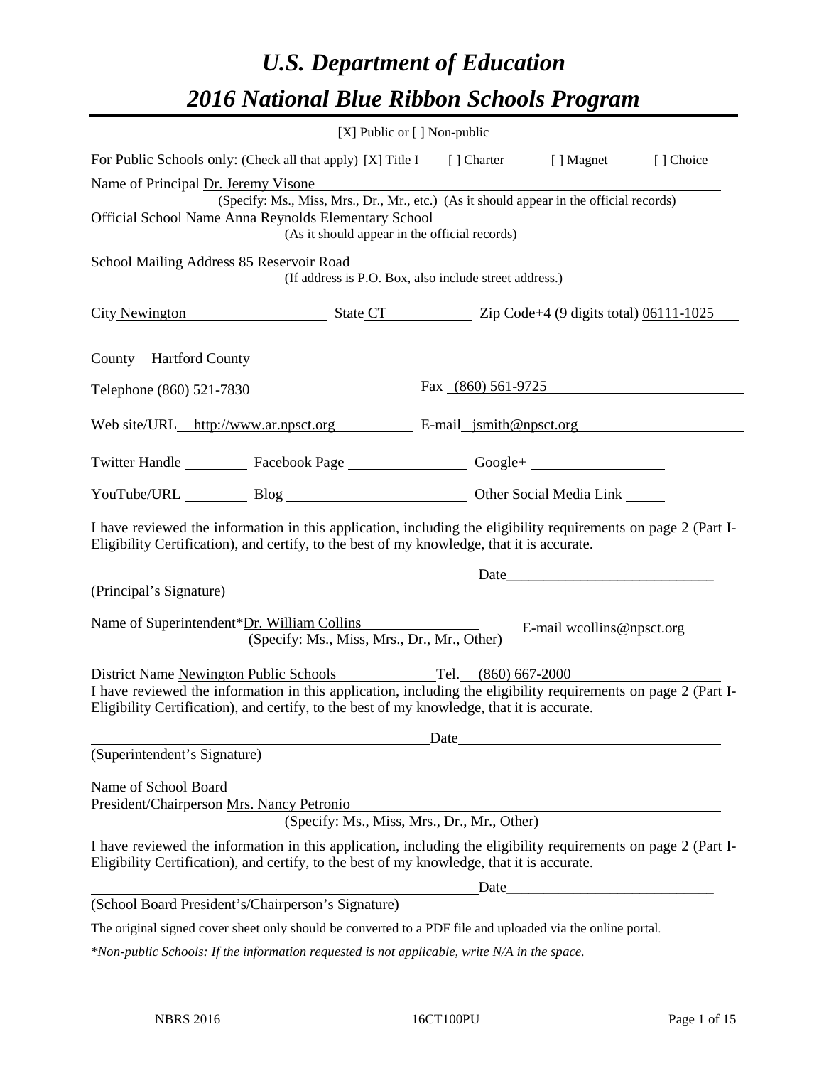# *U.S. Department of Education*

# *2016 National Blue Ribbon Schools Program*

[X] Public or [ ] Non-public

For Public Schools only: (Check all that apply) [X] Title I [ ] Charter [ ] Magnet [ ] Choice

Name of Principal Dr. Jeremy Visone
(Specify: Ms., Miss, Mrs., Dr., Mr., etc.) (As it should appear in the official records)

Official School Name Anna Reynolds Elementary School
(As it should appear in the official records)

School Mailing Address 85 Reservoir Road
(If address is P.O. Box, also include street address.)

City Newington State CT Zip Code+4 (9 digits total) 06111-1025

County Hartford County

Telephone (860) 521-7830 Fax (860) 561-9725

Web site/URL http://www.ar.npsct.org E-mail jsmith@npsct.org

Twitter Handle ________ Facebook Page ________ Google+ ________

YouTube/URL ________ Blog ________ Other Social Media Link ________

I have reviewed the information in this application, including the eligibility requirements on page 2 (Part I-Eligibility Certification), and certify, to the best of my knowledge, that it is accurate.

_______________________________ Date_______________________

(Principal's Signature)

Name of Superintendent*Dr. William Collins E-mail wcollins@npsct.org
(Specify: Ms., Miss, Mrs., Dr., Mr., Other)

District Name Newington Public Schools Tel. (860) 667-2000

I have reviewed the information in this application, including the eligibility requirements on page 2 (Part I-Eligibility Certification), and certify, to the best of my knowledge, that it is accurate.

_______________________________ Date_______________________

(Superintendent's Signature)

Name of School Board
President/Chairperson Mrs. Nancy Petronio
(Specify: Ms., Miss, Mrs., Dr., Mr., Other)

I have reviewed the information in this application, including the eligibility requirements on page 2 (Part I-Eligibility Certification), and certify, to the best of my knowledge, that it is accurate.

_______________________________ Date_______________________

(School Board President's/Chairperson's Signature)

The original signed cover sheet only should be converted to a PDF file and uploaded via the online portal.

*\*Non-public Schools: If the information requested is not applicable, write N/A in the space.*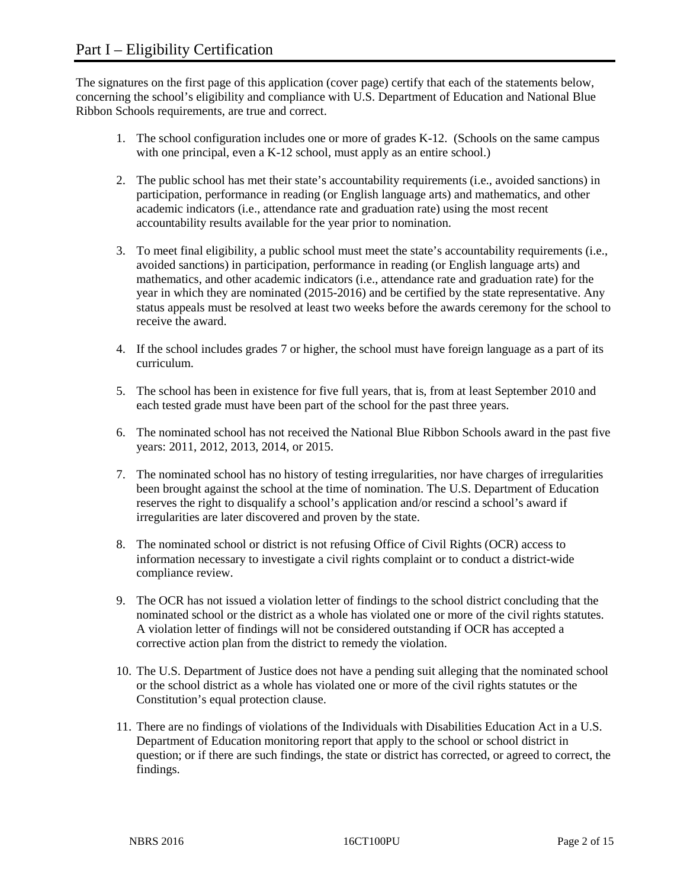# Part I – Eligibility Certification

The signatures on the first page of this application (cover page) certify that each of the statements below, concerning the school's eligibility and compliance with U.S. Department of Education and National Blue Ribbon Schools requirements, are true and correct.

1. The school configuration includes one or more of grades K-12. (Schools on the same campus with one principal, even a K-12 school, must apply as an entire school.)

2. The public school has met their state's accountability requirements (i.e., avoided sanctions) in participation, performance in reading (or English language arts) and mathematics, and other academic indicators (i.e., attendance rate and graduation rate) using the most recent accountability results available for the year prior to nomination.

3. To meet final eligibility, a public school must meet the state's accountability requirements (i.e., avoided sanctions) in participation, performance in reading (or English language arts) and mathematics, and other academic indicators (i.e., attendance rate and graduation rate) for the year in which they are nominated (2015-2016) and be certified by the state representative. Any status appeals must be resolved at least two weeks before the awards ceremony for the school to receive the award.

4. If the school includes grades 7 or higher, the school must have foreign language as a part of its curriculum.

5. The school has been in existence for five full years, that is, from at least September 2010 and each tested grade must have been part of the school for the past three years.

6. The nominated school has not received the National Blue Ribbon Schools award in the past five years: 2011, 2012, 2013, 2014, or 2015.

7. The nominated school has no history of testing irregularities, nor have charges of irregularities been brought against the school at the time of nomination. The U.S. Department of Education reserves the right to disqualify a school's application and/or rescind a school's award if irregularities are later discovered and proven by the state.

8. The nominated school or district is not refusing Office of Civil Rights (OCR) access to information necessary to investigate a civil rights complaint or to conduct a district-wide compliance review.

9. The OCR has not issued a violation letter of findings to the school district concluding that the nominated school or the district as a whole has violated one or more of the civil rights statutes. A violation letter of findings will not be considered outstanding if OCR has accepted a corrective action plan from the district to remedy the violation.

10. The U.S. Department of Justice does not have a pending suit alleging that the nominated school or the school district as a whole has violated one or more of the civil rights statutes or the Constitution's equal protection clause.

11. There are no findings of violations of the Individuals with Disabilities Education Act in a U.S. Department of Education monitoring report that apply to the school or school district in question; or if there are such findings, the state or district has corrected, or agreed to correct, the findings.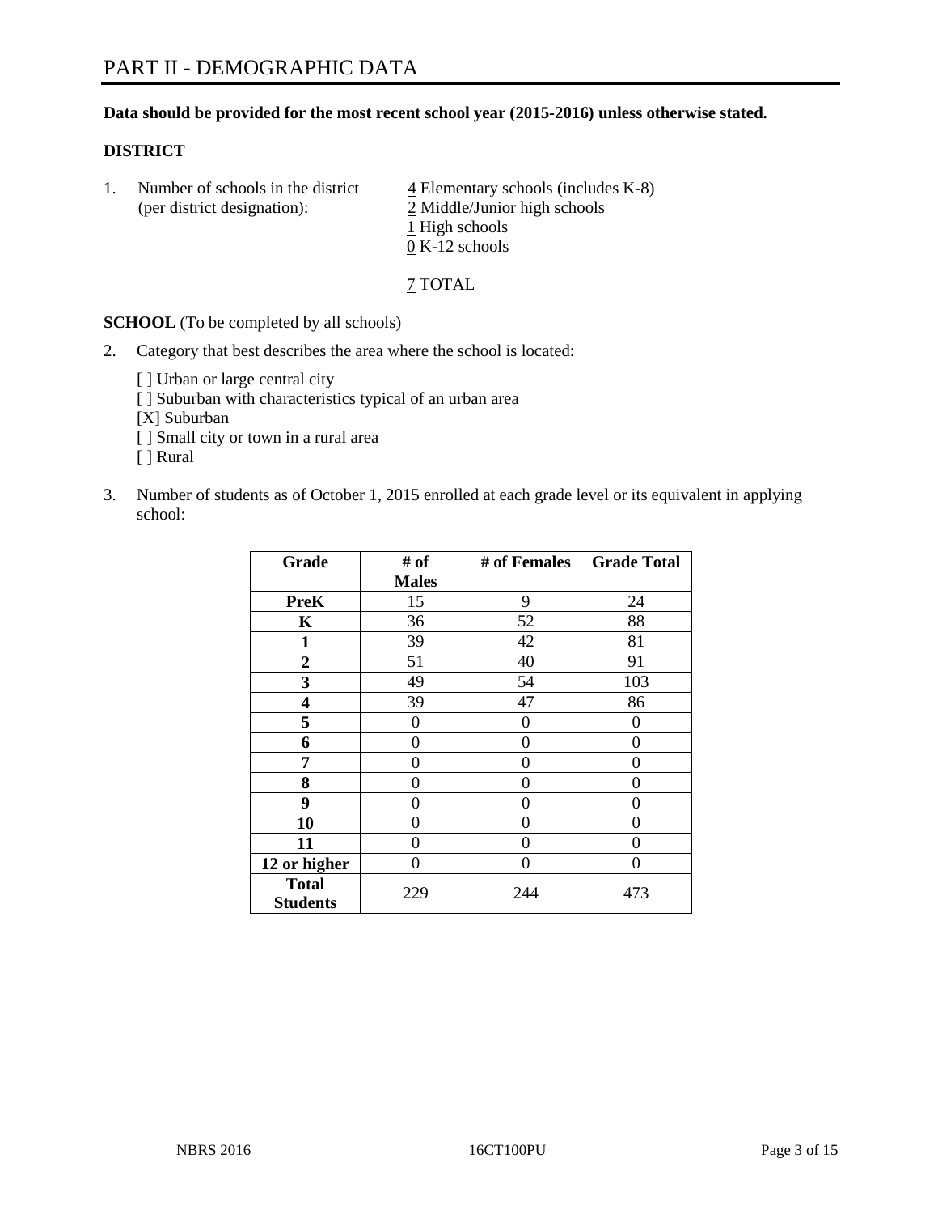# PART II - DEMOGRAPHIC DATA

**Data should be provided for the most recent school year (2015-2016) unless otherwise stated.**

**DISTRICT**

1. Number of schools in the district (per district designation):
   4 Elementary schools (includes K-8)
   2 Middle/Junior high schools
   1 High schools
   0 K-12 schools

   7 TOTAL

**SCHOOL** (To be completed by all schools)

2. Category that best describes the area where the school is located:

   [ ] Urban or large central city
   [ ] Suburban with characteristics typical of an urban area
   [X] Suburban
   [ ] Small city or town in a rural area
   [ ] Rural

3. Number of students as of October 1, 2015 enrolled at each grade level or its equivalent in applying school:

| Grade | # of Males | # of Females | Grade Total |
|---|---|---|---|
| **PreK** | 15 | 9 | 24 |
| **K** | 36 | 52 | 88 |
| **1** | 39 | 42 | 81 |
| **2** | 51 | 40 | 91 |
| **3** | 49 | 54 | 103 |
| **4** | 39 | 47 | 86 |
| **5** | 0 | 0 | 0 |
| **6** | 0 | 0 | 0 |
| **7** | 0 | 0 | 0 |
| **8** | 0 | 0 | 0 |
| **9** | 0 | 0 | 0 |
| **10** | 0 | 0 | 0 |
| **11** | 0 | 0 | 0 |
| **12 or higher** | 0 | 0 | 0 |
| **Total Students** | 229 | 244 | 473 |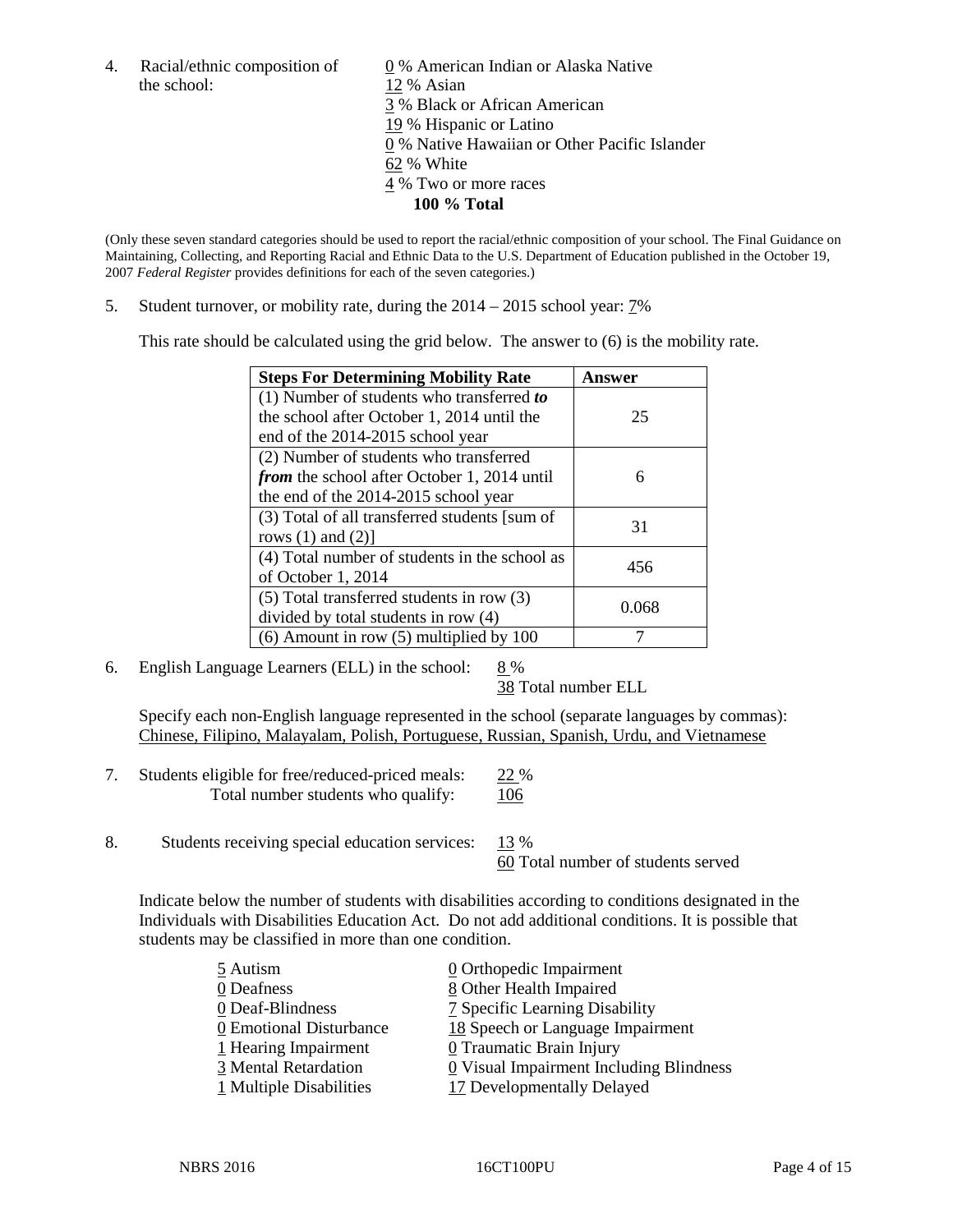4. Racial/ethnic composition of the school:

0 % American Indian or Alaska Native
12 % Asian
3 % Black or African American
19 % Hispanic or Latino
0 % Native Hawaiian or Other Pacific Islander
62 % White
4 % Two or more races
**100 % Total**

(Only these seven standard categories should be used to report the racial/ethnic composition of your school. The Final Guidance on Maintaining, Collecting, and Reporting Racial and Ethnic Data to the U.S. Department of Education published in the October 19, 2007 *Federal Register* provides definitions for each of the seven categories.)

5. Student turnover, or mobility rate, during the 2014 – 2015 school year: 7%

This rate should be calculated using the grid below. The answer to (6) is the mobility rate.

| **Steps For Determining Mobility Rate** | **Answer** |
|---|---|
| (1) Number of students who transferred ***to*** the school after October 1, 2014 until the end of the 2014-2015 school year | 25 |
| (2) Number of students who transferred ***from*** the school after October 1, 2014 until the end of the 2014-2015 school year | 6 |
| (3) Total of all transferred students [sum of rows (1) and (2)] | 31 |
| (4) Total number of students in the school as of October 1, 2014 | 456 |
| (5) Total transferred students in row (3) divided by total students in row (4) | 0.068 |
| (6) Amount in row (5) multiplied by 100 | 7 |

6. English Language Learners (ELL) in the school: 8 %
38 Total number ELL

Specify each non-English language represented in the school (separate languages by commas):
Chinese, Filipino, Malayalam, Polish, Portuguese, Russian, Spanish, Urdu, and Vietnamese

7. Students eligible for free/reduced-priced meals: 22 %
Total number students who qualify: 106

8. Students receiving special education services: 13 %
60 Total number of students served

Indicate below the number of students with disabilities according to conditions designated in the Individuals with Disabilities Education Act. Do not add additional conditions. It is possible that students may be classified in more than one condition.

5 Autism
0 Deafness
0 Deaf-Blindness
0 Emotional Disturbance
1 Hearing Impairment
3 Mental Retardation
1 Multiple Disabilities
0 Orthopedic Impairment
8 Other Health Impaired
7 Specific Learning Disability
18 Speech or Language Impairment
0 Traumatic Brain Injury
0 Visual Impairment Including Blindness
17 Developmentally Delayed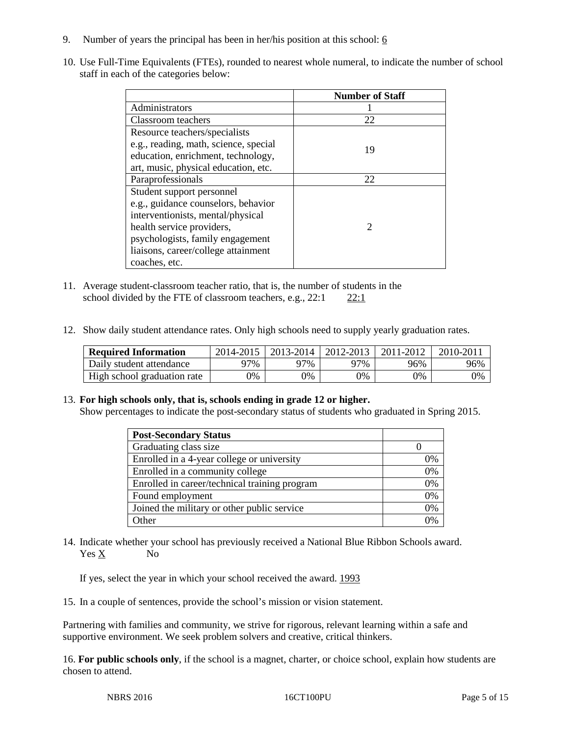9. Number of years the principal has been in her/his position at this school: 6

10. Use Full-Time Equivalents (FTEs), rounded to nearest whole numeral, to indicate the number of school staff in each of the categories below:

| | Number of Staff |
|---|---|
| Administrators | 1 |
| Classroom teachers | 22 |
| Resource teachers/specialists e.g., reading, math, science, special education, enrichment, technology, art, music, physical education, etc. | 19 |
| Paraprofessionals | 22 |
| Student support personnel e.g., guidance counselors, behavior interventionists, mental/physical health service providers, psychologists, family engagement liaisons, career/college attainment coaches, etc. | 2 |

11. Average student-classroom teacher ratio, that is, the number of students in the school divided by the FTE of classroom teachers, e.g., 22:1 22:1

12. Show daily student attendance rates. Only high schools need to supply yearly graduation rates.

| Required Information | 2014-2015 | 2013-2014 | 2012-2013 | 2011-2012 | 2010-2011 |
|---|---|---|---|---|---|
| Daily student attendance | 97% | 97% | 97% | 96% | 96% |
| High school graduation rate | 0% | 0% | 0% | 0% | 0% |

13. **For high schools only, that is, schools ending in grade 12 or higher.**
Show percentages to indicate the post-secondary status of students who graduated in Spring 2015.

| Post-Secondary Status | |
|---|---|
| Graduating class size | 0 |
| Enrolled in a 4-year college or university | 0% |
| Enrolled in a community college | 0% |
| Enrolled in career/technical training program | 0% |
| Found employment | 0% |
| Joined the military or other public service | 0% |
| Other | 0% |

14. Indicate whether your school has previously received a National Blue Ribbon Schools award.
Yes X No

If yes, select the year in which your school received the award. 1993

15. In a couple of sentences, provide the school's mission or vision statement.

Partnering with families and community, we strive for rigorous, relevant learning within a safe and supportive environment. We seek problem solvers and creative, critical thinkers.

16. **For public schools only**, if the school is a magnet, charter, or choice school, explain how students are chosen to attend.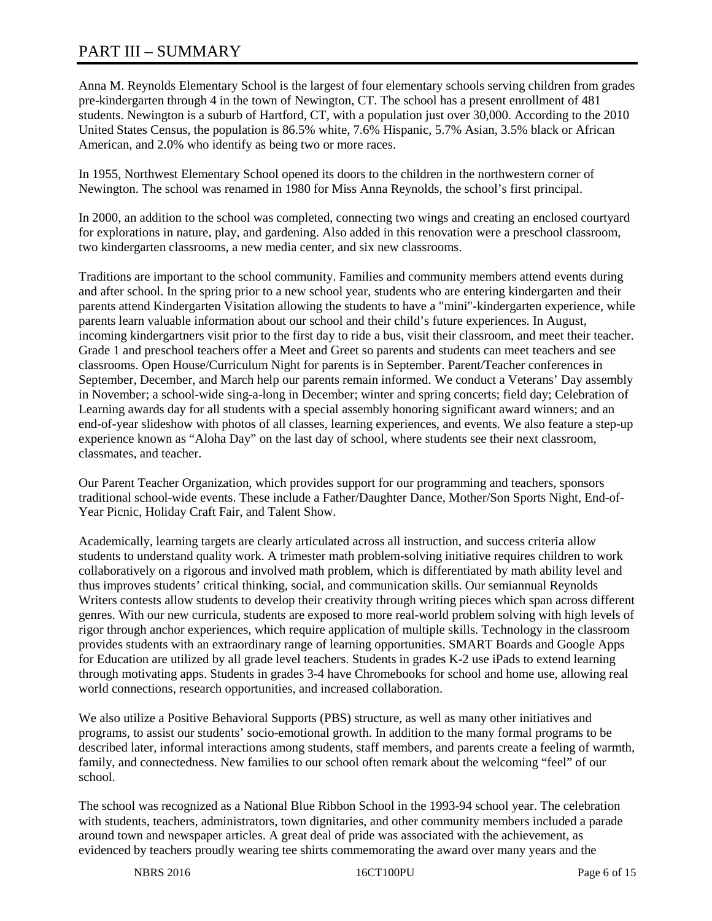# PART III – SUMMARY

Anna M. Reynolds Elementary School is the largest of four elementary schools serving children from grades pre-kindergarten through 4 in the town of Newington, CT. The school has a present enrollment of 481 students. Newington is a suburb of Hartford, CT, with a population just over 30,000. According to the 2010 United States Census, the population is 86.5% white, 7.6% Hispanic, 5.7% Asian, 3.5% black or African American, and 2.0% who identify as being two or more races.

In 1955, Northwest Elementary School opened its doors to the children in the northwestern corner of Newington. The school was renamed in 1980 for Miss Anna Reynolds, the school's first principal.

In 2000, an addition to the school was completed, connecting two wings and creating an enclosed courtyard for explorations in nature, play, and gardening. Also added in this renovation were a preschool classroom, two kindergarten classrooms, a new media center, and six new classrooms.

Traditions are important to the school community. Families and community members attend events during and after school. In the spring prior to a new school year, students who are entering kindergarten and their parents attend Kindergarten Visitation allowing the students to have a "mini"-kindergarten experience, while parents learn valuable information about our school and their child's future experiences. In August, incoming kindergartners visit prior to the first day to ride a bus, visit their classroom, and meet their teacher. Grade 1 and preschool teachers offer a Meet and Greet so parents and students can meet teachers and see classrooms. Open House/Curriculum Night for parents is in September. Parent/Teacher conferences in September, December, and March help our parents remain informed. We conduct a Veterans' Day assembly in November; a school-wide sing-a-long in December; winter and spring concerts; field day; Celebration of Learning awards day for all students with a special assembly honoring significant award winners; and an end-of-year slideshow with photos of all classes, learning experiences, and events. We also feature a step-up experience known as "Aloha Day" on the last day of school, where students see their next classroom, classmates, and teacher.

Our Parent Teacher Organization, which provides support for our programming and teachers, sponsors traditional school-wide events. These include a Father/Daughter Dance, Mother/Son Sports Night, End-of-Year Picnic, Holiday Craft Fair, and Talent Show.

Academically, learning targets are clearly articulated across all instruction, and success criteria allow students to understand quality work. A trimester math problem-solving initiative requires children to work collaboratively on a rigorous and involved math problem, which is differentiated by math ability level and thus improves students' critical thinking, social, and communication skills. Our semiannual Reynolds Writers contests allow students to develop their creativity through writing pieces which span across different genres. With our new curricula, students are exposed to more real-world problem solving with high levels of rigor through anchor experiences, which require application of multiple skills. Technology in the classroom provides students with an extraordinary range of learning opportunities. SMART Boards and Google Apps for Education are utilized by all grade level teachers. Students in grades K-2 use iPads to extend learning through motivating apps. Students in grades 3-4 have Chromebooks for school and home use, allowing real world connections, research opportunities, and increased collaboration.

We also utilize a Positive Behavioral Supports (PBS) structure, as well as many other initiatives and programs, to assist our students' socio-emotional growth. In addition to the many formal programs to be described later, informal interactions among students, staff members, and parents create a feeling of warmth, family, and connectedness. New families to our school often remark about the welcoming "feel" of our school.

The school was recognized as a National Blue Ribbon School in the 1993-94 school year. The celebration with students, teachers, administrators, town dignitaries, and other community members included a parade around town and newspaper articles. A great deal of pride was associated with the achievement, as evidenced by teachers proudly wearing tee shirts commemorating the award over many years and the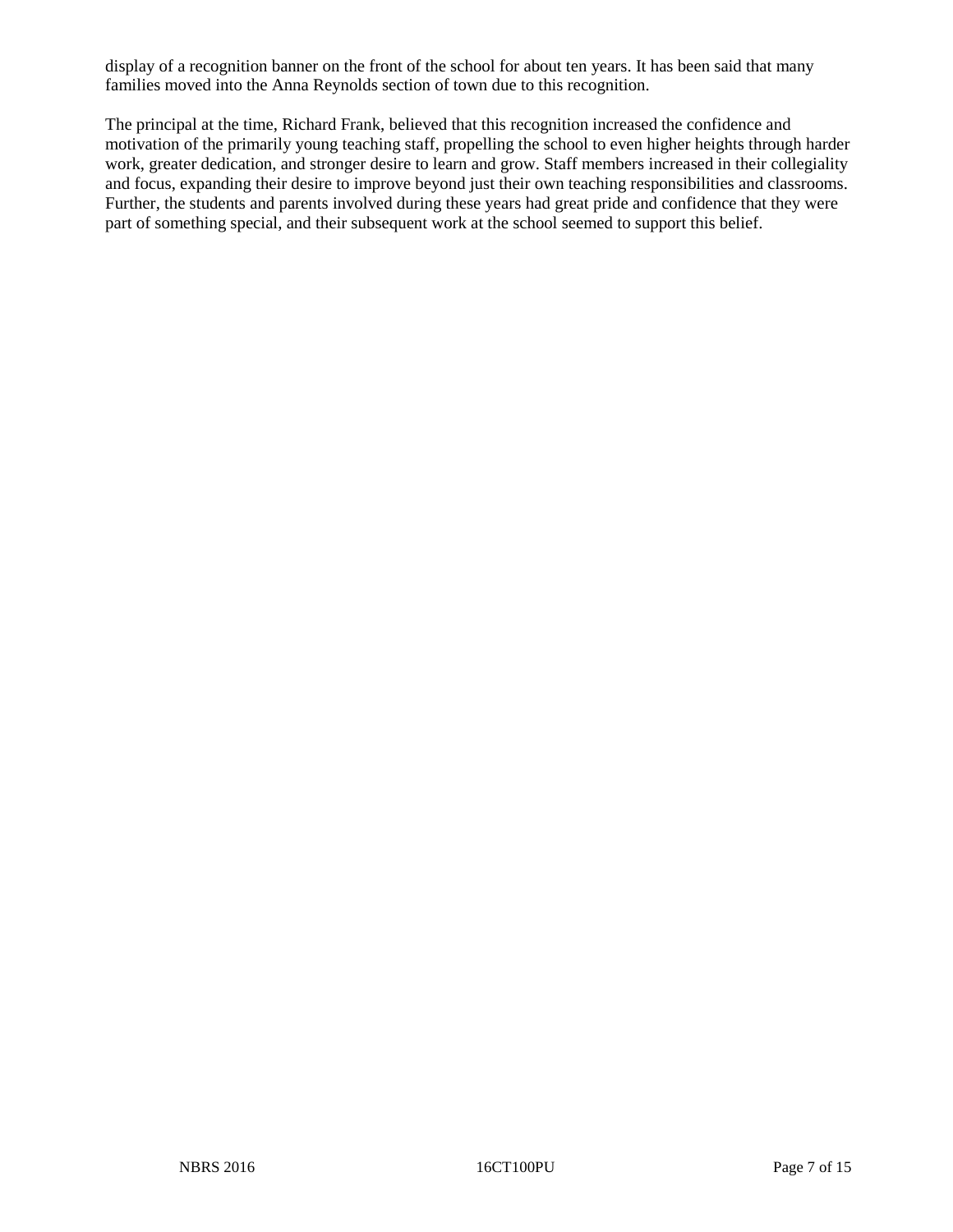display of a recognition banner on the front of the school for about ten years. It has been said that many families moved into the Anna Reynolds section of town due to this recognition.

The principal at the time, Richard Frank, believed that this recognition increased the confidence and motivation of the primarily young teaching staff, propelling the school to even higher heights through harder work, greater dedication, and stronger desire to learn and grow. Staff members increased in their collegiality and focus, expanding their desire to improve beyond just their own teaching responsibilities and classrooms. Further, the students and parents involved during these years had great pride and confidence that they were part of something special, and their subsequent work at the school seemed to support this belief.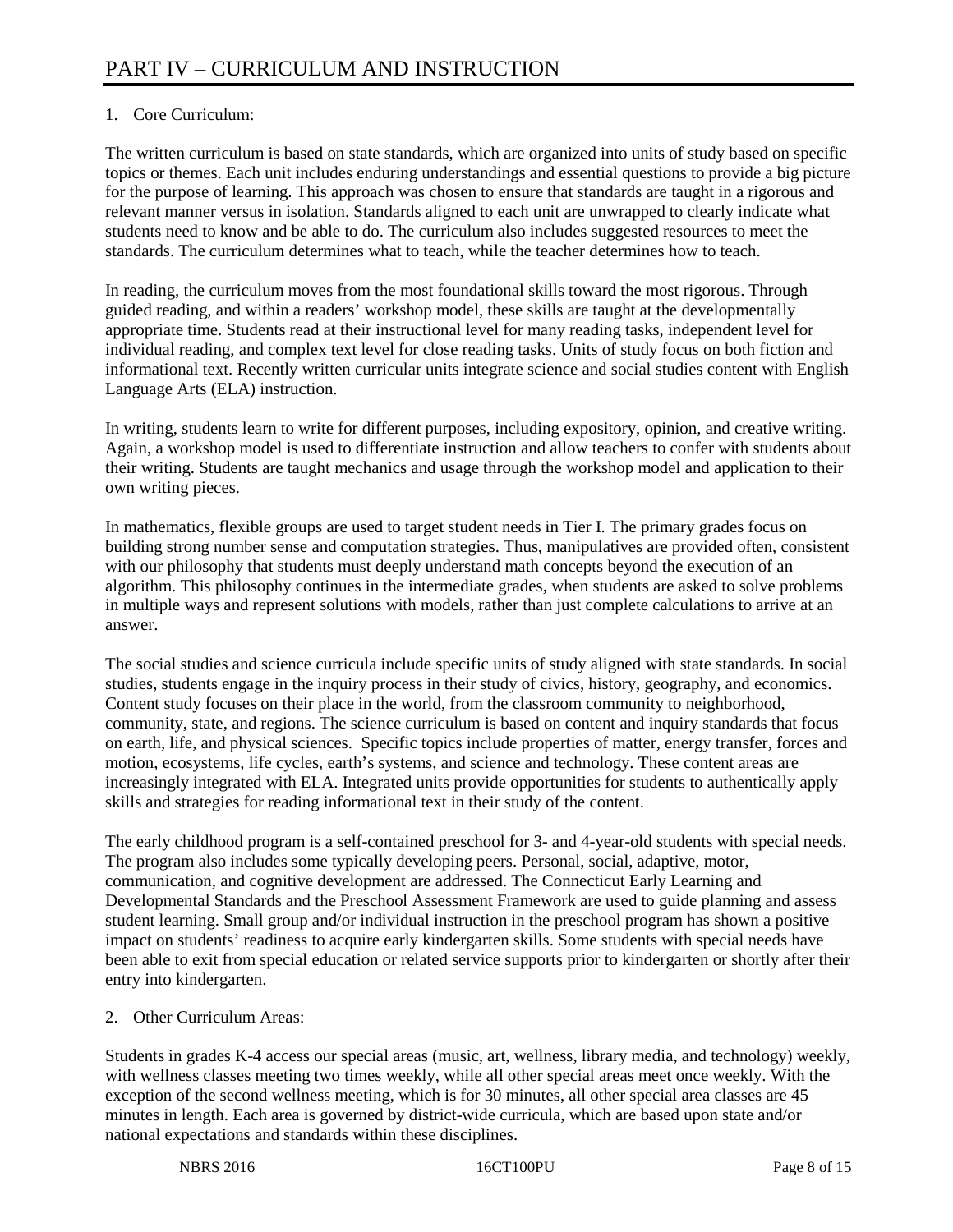# PART IV – CURRICULUM AND INSTRUCTION

1. Core Curriculum:

The written curriculum is based on state standards, which are organized into units of study based on specific topics or themes. Each unit includes enduring understandings and essential questions to provide a big picture for the purpose of learning. This approach was chosen to ensure that standards are taught in a rigorous and relevant manner versus in isolation. Standards aligned to each unit are unwrapped to clearly indicate what students need to know and be able to do. The curriculum also includes suggested resources to meet the standards. The curriculum determines what to teach, while the teacher determines how to teach.

In reading, the curriculum moves from the most foundational skills toward the most rigorous. Through guided reading, and within a readers' workshop model, these skills are taught at the developmentally appropriate time. Students read at their instructional level for many reading tasks, independent level for individual reading, and complex text level for close reading tasks. Units of study focus on both fiction and informational text. Recently written curricular units integrate science and social studies content with English Language Arts (ELA) instruction.

In writing, students learn to write for different purposes, including expository, opinion, and creative writing. Again, a workshop model is used to differentiate instruction and allow teachers to confer with students about their writing. Students are taught mechanics and usage through the workshop model and application to their own writing pieces.

In mathematics, flexible groups are used to target student needs in Tier I. The primary grades focus on building strong number sense and computation strategies. Thus, manipulatives are provided often, consistent with our philosophy that students must deeply understand math concepts beyond the execution of an algorithm. This philosophy continues in the intermediate grades, when students are asked to solve problems in multiple ways and represent solutions with models, rather than just complete calculations to arrive at an answer.

The social studies and science curricula include specific units of study aligned with state standards. In social studies, students engage in the inquiry process in their study of civics, history, geography, and economics. Content study focuses on their place in the world, from the classroom community to neighborhood, community, state, and regions. The science curriculum is based on content and inquiry standards that focus on earth, life, and physical sciences. Specific topics include properties of matter, energy transfer, forces and motion, ecosystems, life cycles, earth's systems, and science and technology. These content areas are increasingly integrated with ELA. Integrated units provide opportunities for students to authentically apply skills and strategies for reading informational text in their study of the content.

The early childhood program is a self-contained preschool for 3- and 4-year-old students with special needs. The program also includes some typically developing peers. Personal, social, adaptive, motor, communication, and cognitive development are addressed. The Connecticut Early Learning and Developmental Standards and the Preschool Assessment Framework are used to guide planning and assess student learning. Small group and/or individual instruction in the preschool program has shown a positive impact on students' readiness to acquire early kindergarten skills. Some students with special needs have been able to exit from special education or related service supports prior to kindergarten or shortly after their entry into kindergarten.

2. Other Curriculum Areas:

Students in grades K-4 access our special areas (music, art, wellness, library media, and technology) weekly, with wellness classes meeting two times weekly, while all other special areas meet once weekly. With the exception of the second wellness meeting, which is for 30 minutes, all other special area classes are 45 minutes in length. Each area is governed by district-wide curricula, which are based upon state and/or national expectations and standards within these disciplines.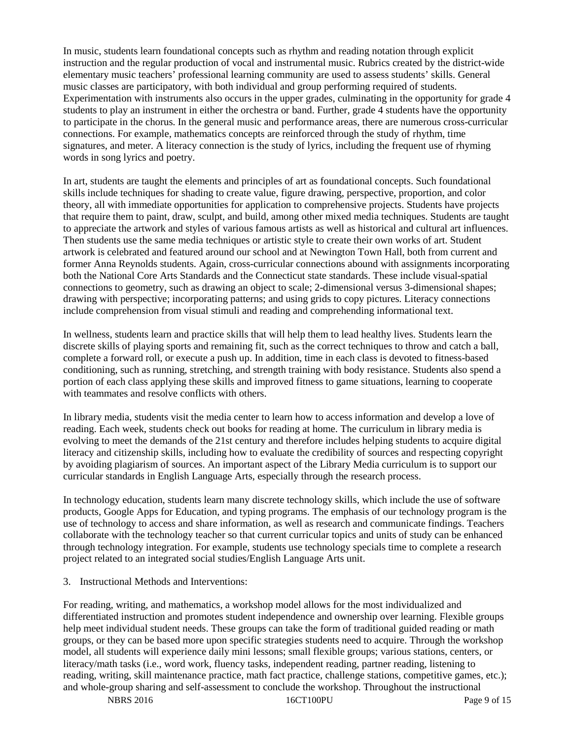In music, students learn foundational concepts such as rhythm and reading notation through explicit instruction and the regular production of vocal and instrumental music. Rubrics created by the district-wide elementary music teachers' professional learning community are used to assess students' skills. General music classes are participatory, with both individual and group performing required of students. Experimentation with instruments also occurs in the upper grades, culminating in the opportunity for grade 4 students to play an instrument in either the orchestra or band. Further, grade 4 students have the opportunity to participate in the chorus. In the general music and performance areas, there are numerous cross-curricular connections. For example, mathematics concepts are reinforced through the study of rhythm, time signatures, and meter. A literacy connection is the study of lyrics, including the frequent use of rhyming words in song lyrics and poetry.

In art, students are taught the elements and principles of art as foundational concepts. Such foundational skills include techniques for shading to create value, figure drawing, perspective, proportion, and color theory, all with immediate opportunities for application to comprehensive projects. Students have projects that require them to paint, draw, sculpt, and build, among other mixed media techniques. Students are taught to appreciate the artwork and styles of various famous artists as well as historical and cultural art influences. Then students use the same media techniques or artistic style to create their own works of art. Student artwork is celebrated and featured around our school and at Newington Town Hall, both from current and former Anna Reynolds students. Again, cross-curricular connections abound with assignments incorporating both the National Core Arts Standards and the Connecticut state standards. These include visual-spatial connections to geometry, such as drawing an object to scale; 2-dimensional versus 3-dimensional shapes; drawing with perspective; incorporating patterns; and using grids to copy pictures. Literacy connections include comprehension from visual stimuli and reading and comprehending informational text.

In wellness, students learn and practice skills that will help them to lead healthy lives. Students learn the discrete skills of playing sports and remaining fit, such as the correct techniques to throw and catch a ball, complete a forward roll, or execute a push up. In addition, time in each class is devoted to fitness-based conditioning, such as running, stretching, and strength training with body resistance. Students also spend a portion of each class applying these skills and improved fitness to game situations, learning to cooperate with teammates and resolve conflicts with others.

In library media, students visit the media center to learn how to access information and develop a love of reading. Each week, students check out books for reading at home. The curriculum in library media is evolving to meet the demands of the 21st century and therefore includes helping students to acquire digital literacy and citizenship skills, including how to evaluate the credibility of sources and respecting copyright by avoiding plagiarism of sources. An important aspect of the Library Media curriculum is to support our curricular standards in English Language Arts, especially through the research process.

In technology education, students learn many discrete technology skills, which include the use of software products, Google Apps for Education, and typing programs. The emphasis of our technology program is the use of technology to access and share information, as well as research and communicate findings. Teachers collaborate with the technology teacher so that current curricular topics and units of study can be enhanced through technology integration. For example, students use technology specials time to complete a research project related to an integrated social studies/English Language Arts unit.

3. Instructional Methods and Interventions:

For reading, writing, and mathematics, a workshop model allows for the most individualized and differentiated instruction and promotes student independence and ownership over learning. Flexible groups help meet individual student needs. These groups can take the form of traditional guided reading or math groups, or they can be based more upon specific strategies students need to acquire. Through the workshop model, all students will experience daily mini lessons; small flexible groups; various stations, centers, or literacy/math tasks (i.e., word work, fluency tasks, independent reading, partner reading, listening to reading, writing, skill maintenance practice, math fact practice, challenge stations, competitive games, etc.); and whole-group sharing and self-assessment to conclude the workshop. Throughout the instructional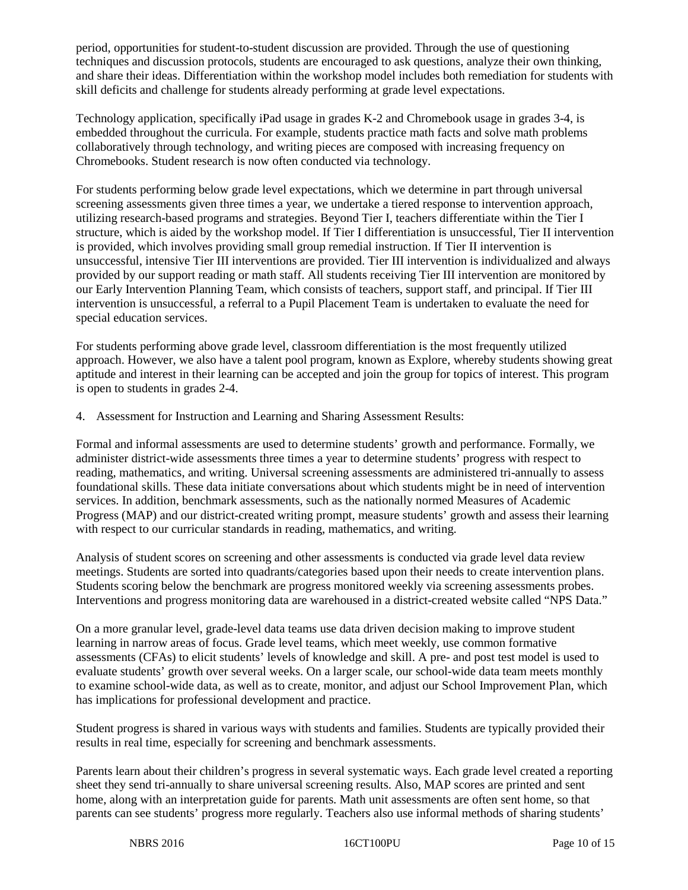period, opportunities for student-to-student discussion are provided. Through the use of questioning techniques and discussion protocols, students are encouraged to ask questions, analyze their own thinking, and share their ideas. Differentiation within the workshop model includes both remediation for students with skill deficits and challenge for students already performing at grade level expectations.

Technology application, specifically iPad usage in grades K-2 and Chromebook usage in grades 3-4, is embedded throughout the curricula. For example, students practice math facts and solve math problems collaboratively through technology, and writing pieces are composed with increasing frequency on Chromebooks. Student research is now often conducted via technology.

For students performing below grade level expectations, which we determine in part through universal screening assessments given three times a year, we undertake a tiered response to intervention approach, utilizing research-based programs and strategies. Beyond Tier I, teachers differentiate within the Tier I structure, which is aided by the workshop model. If Tier I differentiation is unsuccessful, Tier II intervention is provided, which involves providing small group remedial instruction. If Tier II intervention is unsuccessful, intensive Tier III interventions are provided. Tier III intervention is individualized and always provided by our support reading or math staff. All students receiving Tier III intervention are monitored by our Early Intervention Planning Team, which consists of teachers, support staff, and principal. If Tier III intervention is unsuccessful, a referral to a Pupil Placement Team is undertaken to evaluate the need for special education services.

For students performing above grade level, classroom differentiation is the most frequently utilized approach. However, we also have a talent pool program, known as Explore, whereby students showing great aptitude and interest in their learning can be accepted and join the group for topics of interest. This program is open to students in grades 2-4.

4. Assessment for Instruction and Learning and Sharing Assessment Results:

Formal and informal assessments are used to determine students' growth and performance. Formally, we administer district-wide assessments three times a year to determine students' progress with respect to reading, mathematics, and writing. Universal screening assessments are administered tri-annually to assess foundational skills. These data initiate conversations about which students might be in need of intervention services. In addition, benchmark assessments, such as the nationally normed Measures of Academic Progress (MAP) and our district-created writing prompt, measure students' growth and assess their learning with respect to our curricular standards in reading, mathematics, and writing.

Analysis of student scores on screening and other assessments is conducted via grade level data review meetings. Students are sorted into quadrants/categories based upon their needs to create intervention plans. Students scoring below the benchmark are progress monitored weekly via screening assessments probes. Interventions and progress monitoring data are warehoused in a district-created website called "NPS Data."

On a more granular level, grade-level data teams use data driven decision making to improve student learning in narrow areas of focus. Grade level teams, which meet weekly, use common formative assessments (CFAs) to elicit students' levels of knowledge and skill. A pre- and post test model is used to evaluate students' growth over several weeks. On a larger scale, our school-wide data team meets monthly to examine school-wide data, as well as to create, monitor, and adjust our School Improvement Plan, which has implications for professional development and practice.

Student progress is shared in various ways with students and families. Students are typically provided their results in real time, especially for screening and benchmark assessments.

Parents learn about their children's progress in several systematic ways. Each grade level created a reporting sheet they send tri-annually to share universal screening results. Also, MAP scores are printed and sent home, along with an interpretation guide for parents. Math unit assessments are often sent home, so that parents can see students' progress more regularly. Teachers also use informal methods of sharing students'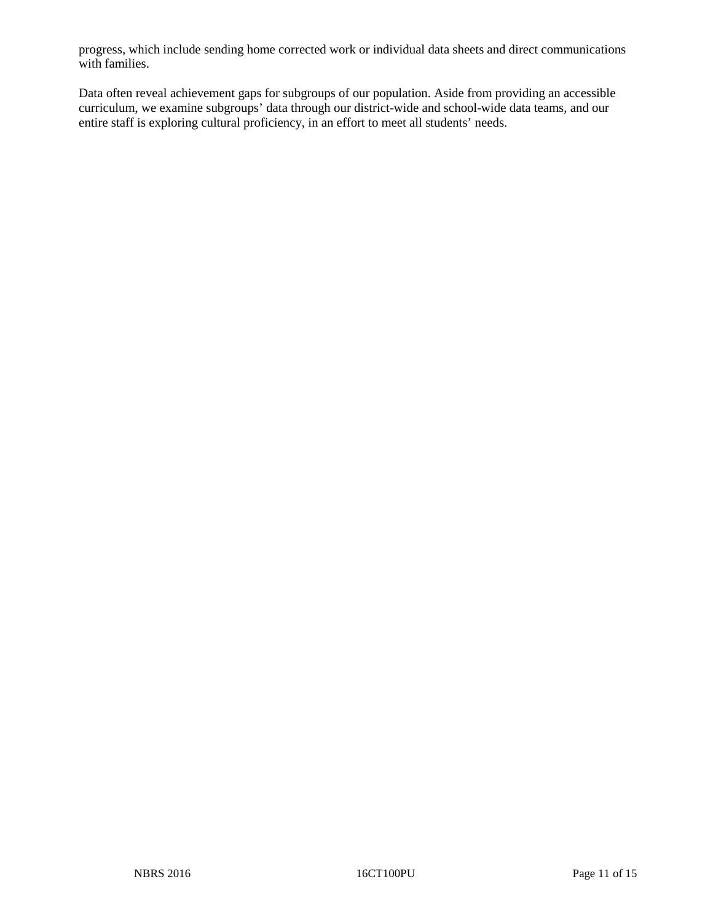progress, which include sending home corrected work or individual data sheets and direct communications with families.

Data often reveal achievement gaps for subgroups of our population. Aside from providing an accessible curriculum, we examine subgroups' data through our district-wide and school-wide data teams, and our entire staff is exploring cultural proficiency, in an effort to meet all students' needs.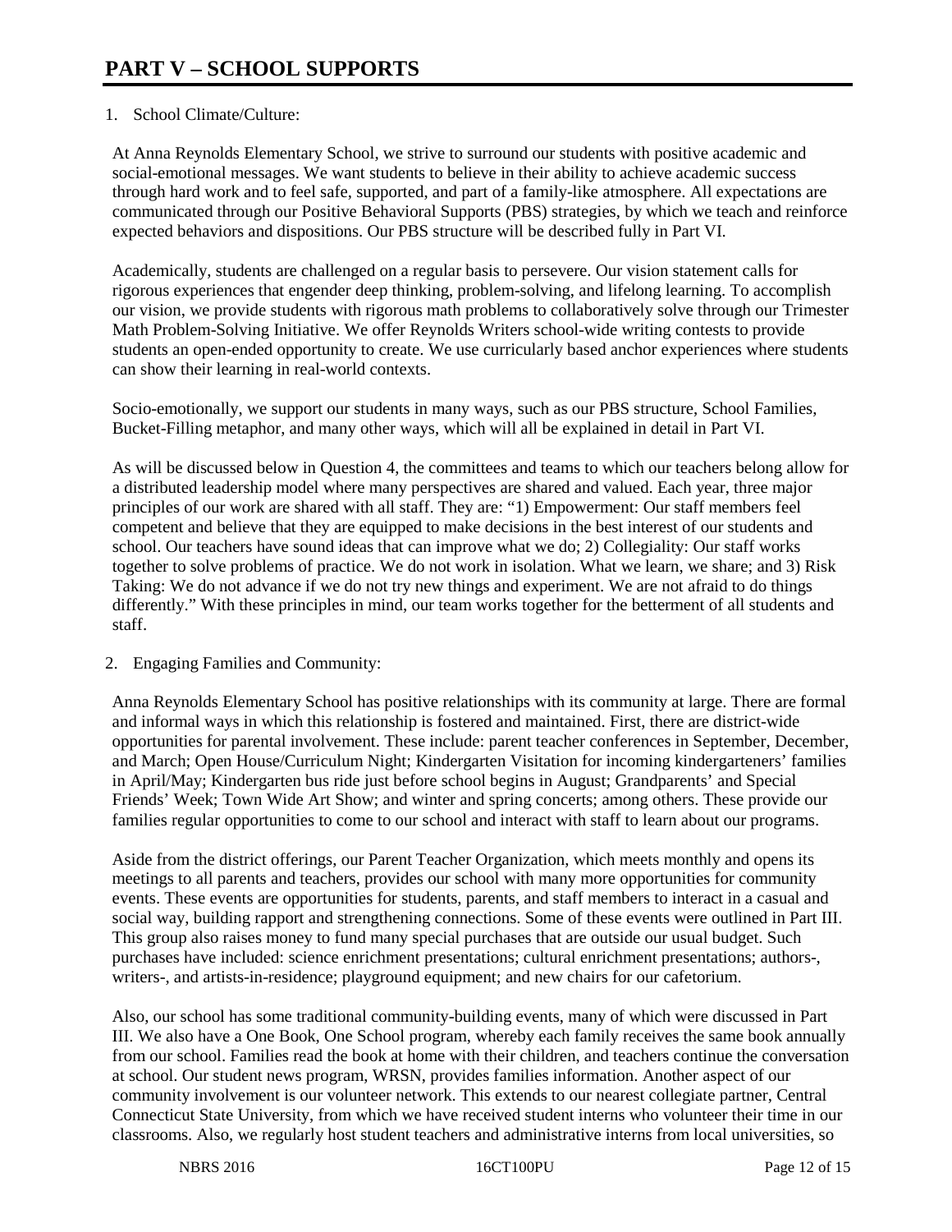# PART V – SCHOOL SUPPORTS

1. School Climate/Culture:

At Anna Reynolds Elementary School, we strive to surround our students with positive academic and social-emotional messages. We want students to believe in their ability to achieve academic success through hard work and to feel safe, supported, and part of a family-like atmosphere. All expectations are communicated through our Positive Behavioral Supports (PBS) strategies, by which we teach and reinforce expected behaviors and dispositions. Our PBS structure will be described fully in Part VI.

Academically, students are challenged on a regular basis to persevere. Our vision statement calls for rigorous experiences that engender deep thinking, problem-solving, and lifelong learning. To accomplish our vision, we provide students with rigorous math problems to collaboratively solve through our Trimester Math Problem-Solving Initiative. We offer Reynolds Writers school-wide writing contests to provide students an open-ended opportunity to create. We use curricularly based anchor experiences where students can show their learning in real-world contexts.

Socio-emotionally, we support our students in many ways, such as our PBS structure, School Families, Bucket-Filling metaphor, and many other ways, which will all be explained in detail in Part VI.

As will be discussed below in Question 4, the committees and teams to which our teachers belong allow for a distributed leadership model where many perspectives are shared and valued. Each year, three major principles of our work are shared with all staff. They are: "1) Empowerment: Our staff members feel competent and believe that they are equipped to make decisions in the best interest of our students and school. Our teachers have sound ideas that can improve what we do; 2) Collegiality: Our staff works together to solve problems of practice. We do not work in isolation. What we learn, we share; and 3) Risk Taking: We do not advance if we do not try new things and experiment. We are not afraid to do things differently." With these principles in mind, our team works together for the betterment of all students and staff.

2. Engaging Families and Community:

Anna Reynolds Elementary School has positive relationships with its community at large. There are formal and informal ways in which this relationship is fostered and maintained. First, there are district-wide opportunities for parental involvement. These include: parent teacher conferences in September, December, and March; Open House/Curriculum Night; Kindergarten Visitation for incoming kindergarteners' families in April/May; Kindergarten bus ride just before school begins in August; Grandparents' and Special Friends' Week; Town Wide Art Show; and winter and spring concerts; among others. These provide our families regular opportunities to come to our school and interact with staff to learn about our programs.

Aside from the district offerings, our Parent Teacher Organization, which meets monthly and opens its meetings to all parents and teachers, provides our school with many more opportunities for community events. These events are opportunities for students, parents, and staff members to interact in a casual and social way, building rapport and strengthening connections. Some of these events were outlined in Part III. This group also raises money to fund many special purchases that are outside our usual budget. Such purchases have included: science enrichment presentations; cultural enrichment presentations; authors-, writers-, and artists-in-residence; playground equipment; and new chairs for our cafetorium.

Also, our school has some traditional community-building events, many of which were discussed in Part III. We also have a One Book, One School program, whereby each family receives the same book annually from our school. Families read the book at home with their children, and teachers continue the conversation at school. Our student news program, WRSN, provides families information. Another aspect of our community involvement is our volunteer network. This extends to our nearest collegiate partner, Central Connecticut State University, from which we have received student interns who volunteer their time in our classrooms. Also, we regularly host student teachers and administrative interns from local universities, so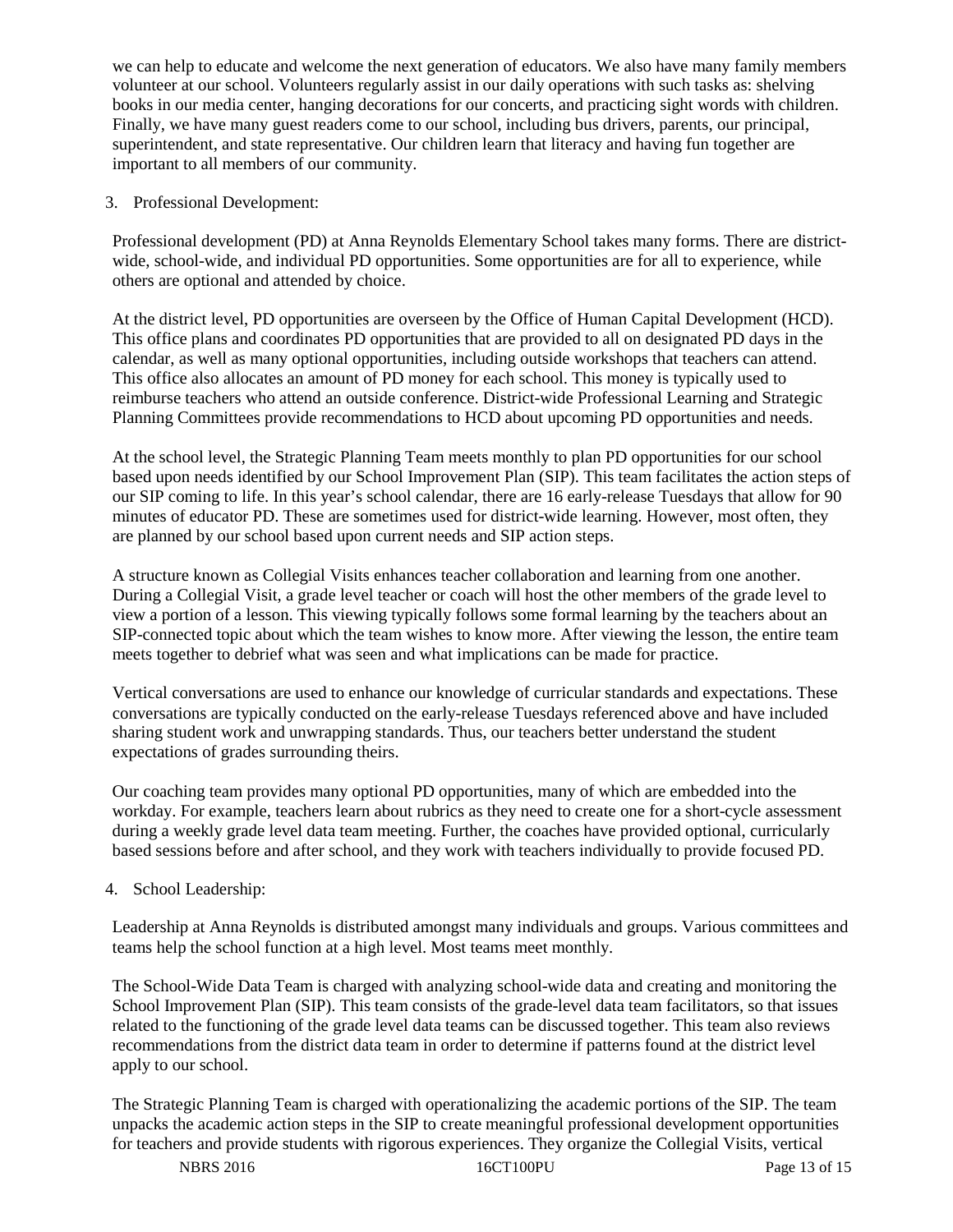we can help to educate and welcome the next generation of educators. We also have many family members volunteer at our school. Volunteers regularly assist in our daily operations with such tasks as: shelving books in our media center, hanging decorations for our concerts, and practicing sight words with children. Finally, we have many guest readers come to our school, including bus drivers, parents, our principal, superintendent, and state representative. Our children learn that literacy and having fun together are important to all members of our community.

3. Professional Development:

Professional development (PD) at Anna Reynolds Elementary School takes many forms. There are district-wide, school-wide, and individual PD opportunities. Some opportunities are for all to experience, while others are optional and attended by choice.

At the district level, PD opportunities are overseen by the Office of Human Capital Development (HCD). This office plans and coordinates PD opportunities that are provided to all on designated PD days in the calendar, as well as many optional opportunities, including outside workshops that teachers can attend. This office also allocates an amount of PD money for each school. This money is typically used to reimburse teachers who attend an outside conference. District-wide Professional Learning and Strategic Planning Committees provide recommendations to HCD about upcoming PD opportunities and needs.

At the school level, the Strategic Planning Team meets monthly to plan PD opportunities for our school based upon needs identified by our School Improvement Plan (SIP). This team facilitates the action steps of our SIP coming to life. In this year's school calendar, there are 16 early-release Tuesdays that allow for 90 minutes of educator PD. These are sometimes used for district-wide learning. However, most often, they are planned by our school based upon current needs and SIP action steps.

A structure known as Collegial Visits enhances teacher collaboration and learning from one another. During a Collegial Visit, a grade level teacher or coach will host the other members of the grade level to view a portion of a lesson. This viewing typically follows some formal learning by the teachers about an SIP-connected topic about which the team wishes to know more. After viewing the lesson, the entire team meets together to debrief what was seen and what implications can be made for practice.

Vertical conversations are used to enhance our knowledge of curricular standards and expectations. These conversations are typically conducted on the early-release Tuesdays referenced above and have included sharing student work and unwrapping standards. Thus, our teachers better understand the student expectations of grades surrounding theirs.

Our coaching team provides many optional PD opportunities, many of which are embedded into the workday. For example, teachers learn about rubrics as they need to create one for a short-cycle assessment during a weekly grade level data team meeting. Further, the coaches have provided optional, curricularly based sessions before and after school, and they work with teachers individually to provide focused PD.

4. School Leadership:

Leadership at Anna Reynolds is distributed amongst many individuals and groups. Various committees and teams help the school function at a high level. Most teams meet monthly.

The School-Wide Data Team is charged with analyzing school-wide data and creating and monitoring the School Improvement Plan (SIP). This team consists of the grade-level data team facilitators, so that issues related to the functioning of the grade level data teams can be discussed together. This team also reviews recommendations from the district data team in order to determine if patterns found at the district level apply to our school.

The Strategic Planning Team is charged with operationalizing the academic portions of the SIP. The team unpacks the academic action steps in the SIP to create meaningful professional development opportunities for teachers and provide students with rigorous experiences. They organize the Collegial Visits, vertical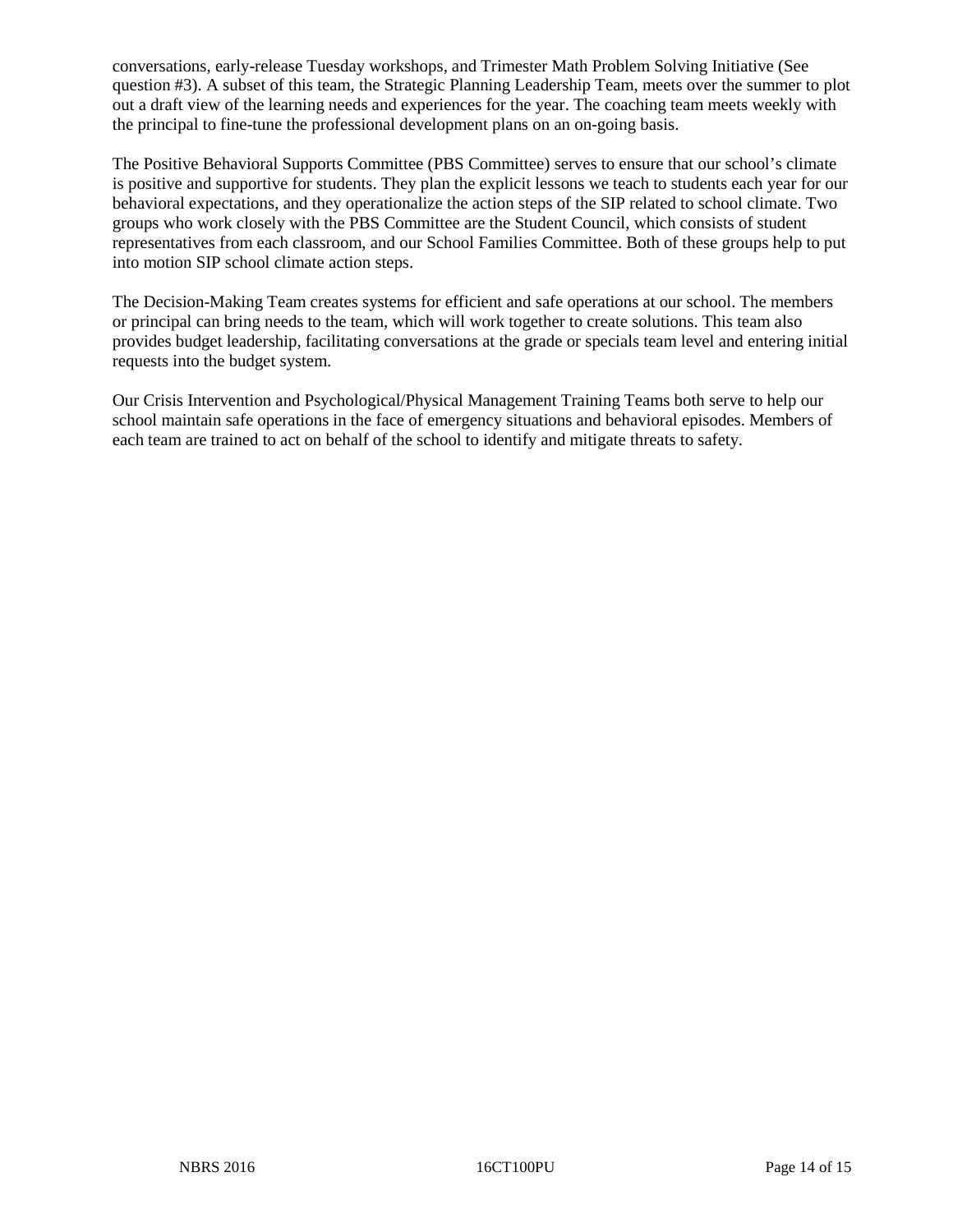conversations, early-release Tuesday workshops, and Trimester Math Problem Solving Initiative (See question #3). A subset of this team, the Strategic Planning Leadership Team, meets over the summer to plot out a draft view of the learning needs and experiences for the year. The coaching team meets weekly with the principal to fine-tune the professional development plans on an on-going basis.

The Positive Behavioral Supports Committee (PBS Committee) serves to ensure that our school's climate is positive and supportive for students. They plan the explicit lessons we teach to students each year for our behavioral expectations, and they operationalize the action steps of the SIP related to school climate. Two groups who work closely with the PBS Committee are the Student Council, which consists of student representatives from each classroom, and our School Families Committee. Both of these groups help to put into motion SIP school climate action steps.

The Decision-Making Team creates systems for efficient and safe operations at our school. The members or principal can bring needs to the team, which will work together to create solutions. This team also provides budget leadership, facilitating conversations at the grade or specials team level and entering initial requests into the budget system.

Our Crisis Intervention and Psychological/Physical Management Training Teams both serve to help our school maintain safe operations in the face of emergency situations and behavioral episodes. Members of each team are trained to act on behalf of the school to identify and mitigate threats to safety.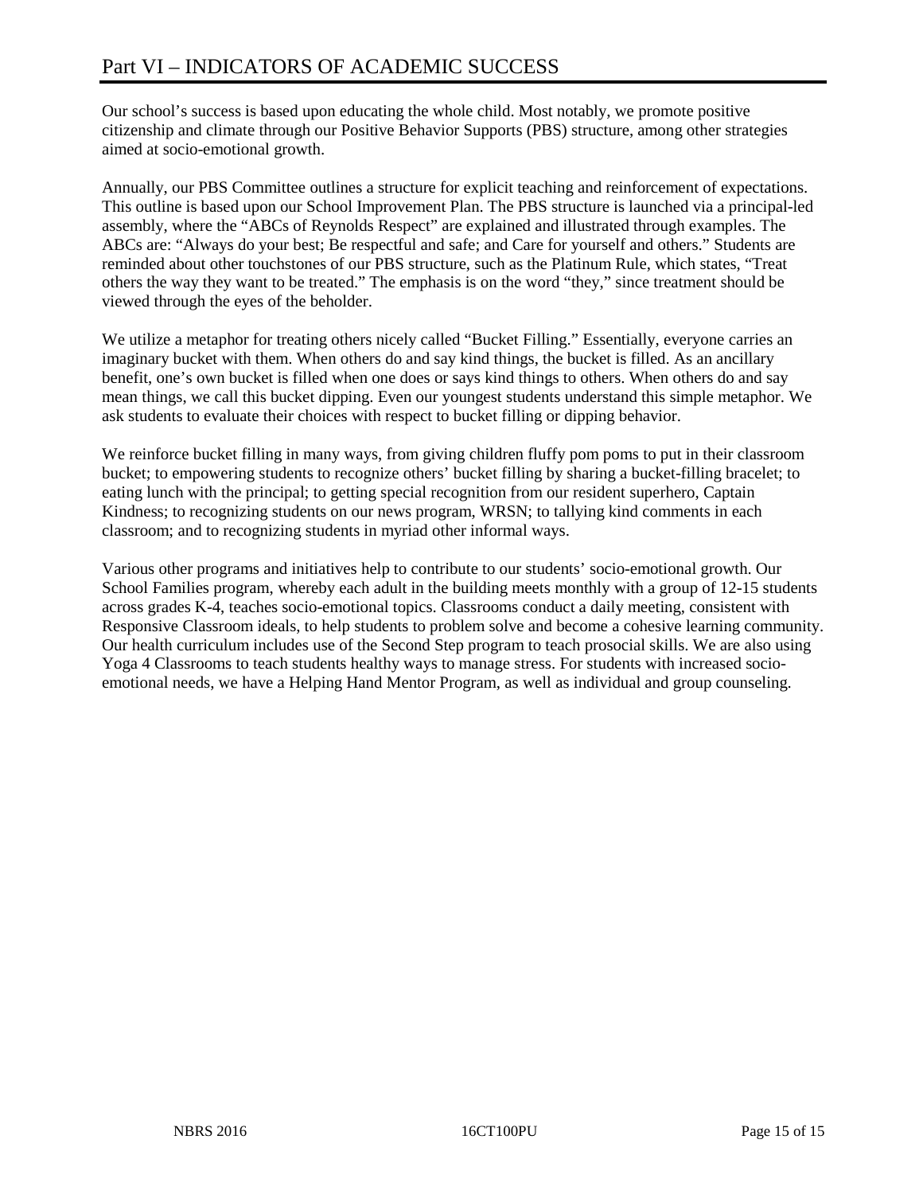# Part VI – INDICATORS OF ACADEMIC SUCCESS

Our school's success is based upon educating the whole child. Most notably, we promote positive citizenship and climate through our Positive Behavior Supports (PBS) structure, among other strategies aimed at socio-emotional growth.

Annually, our PBS Committee outlines a structure for explicit teaching and reinforcement of expectations. This outline is based upon our School Improvement Plan. The PBS structure is launched via a principal-led assembly, where the "ABCs of Reynolds Respect" are explained and illustrated through examples. The ABCs are: "Always do your best; Be respectful and safe; and Care for yourself and others." Students are reminded about other touchstones of our PBS structure, such as the Platinum Rule, which states, "Treat others the way they want to be treated." The emphasis is on the word "they," since treatment should be viewed through the eyes of the beholder.

We utilize a metaphor for treating others nicely called "Bucket Filling." Essentially, everyone carries an imaginary bucket with them. When others do and say kind things, the bucket is filled. As an ancillary benefit, one's own bucket is filled when one does or says kind things to others. When others do and say mean things, we call this bucket dipping. Even our youngest students understand this simple metaphor. We ask students to evaluate their choices with respect to bucket filling or dipping behavior.

We reinforce bucket filling in many ways, from giving children fluffy pom poms to put in their classroom bucket; to empowering students to recognize others' bucket filling by sharing a bucket-filling bracelet; to eating lunch with the principal; to getting special recognition from our resident superhero, Captain Kindness; to recognizing students on our news program, WRSN; to tallying kind comments in each classroom; and to recognizing students in myriad other informal ways.

Various other programs and initiatives help to contribute to our students' socio-emotional growth. Our School Families program, whereby each adult in the building meets monthly with a group of 12-15 students across grades K-4, teaches socio-emotional topics. Classrooms conduct a daily meeting, consistent with Responsive Classroom ideals, to help students to problem solve and become a cohesive learning community. Our health curriculum includes use of the Second Step program to teach prosocial skills. We are also using Yoga 4 Classrooms to teach students healthy ways to manage stress. For students with increased socio-emotional needs, we have a Helping Hand Mentor Program, as well as individual and group counseling.